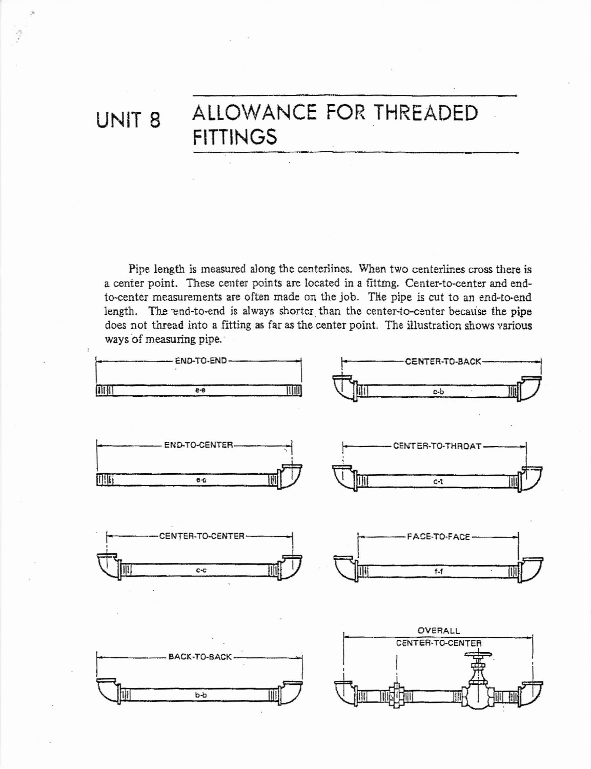# UNIT 8 ALLOWANCE FOR THREADED FITTINGS

Pipe length is measured along the centerlines. When two centerlines cross there is a center point. These center points are located in a fitting. Center-to-center and end-to-center measurements are often made on the job. The pipe is cut to an end-to-end length. The end-to-end is always shorter than the center-to-center because the pipe does not thread into a fitting as far as the center point. The illustration shows various ways of measuring pipe.

END-TO-END

e-e

CENTER-TO-BACK

c-b

END-TO-CENTER

e-c

CENTER-TO-THROAT

c-t

CENTER-TO-CENTER

c-c

FACE-TO-FACE

f-f

BACK-TO-BACK

b-b

OVERALL CENTER-TO-CENTER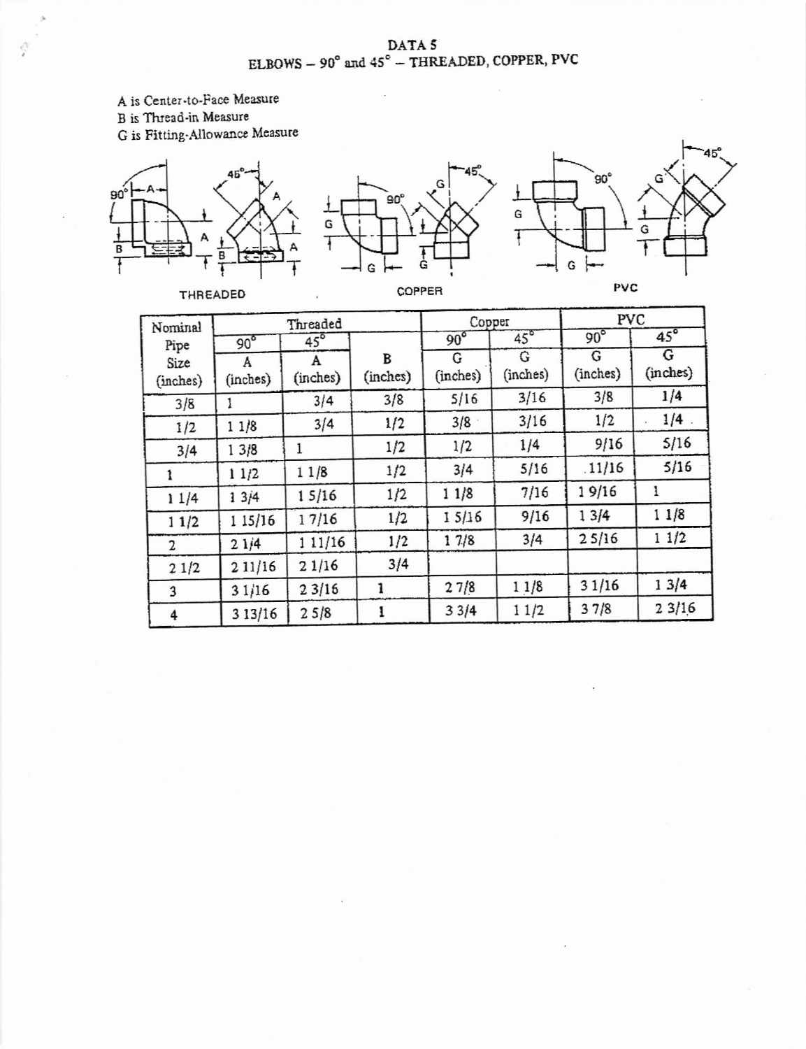# DATA 5

## ELBOWS – 90° and 45° – THREADED, COPPER, PVC

A is Center-to-Face Measure
B is Thread-in Measure
G is Fitting-Allowance Measure

THREADED | COPPER | PVC

| Nominal Pipe Size (inches) | Threaded | | | Copper | | PVC | |
|---|---|---|---|---|---|---|---|
| | 90° | 45° | | 90° | 45° | 90° | 45° |
| | A (inches) | A (inches) | B (inches) | G (inches) | G (inches) | G (inches) | G (inches) |
| 3/8 | 1 | 3/4 | 3/8 | 5/16 | 3/16 | 3/8 | 1/4 |
| 1/2 | 1 1/8 | 3/4 | 1/2 | 3/8 | 3/16 | 1/2 | 1/4 |
| 3/4 | 1 3/8 | 1 | 1/2 | 1/2 | 1/4 | 9/16 | 5/16 |
| 1 | 1 1/2 | 1 1/8 | 1/2 | 3/4 | 5/16 | 11/16 | 5/16 |
| 1 1/4 | 1 3/4 | 1 5/16 | 1/2 | 1 1/8 | 7/16 | 1 9/16 | 1 |
| 1 1/2 | 1 15/16 | 1 7/16 | 1/2 | 1 5/16 | 9/16 | 1 3/4 | 1 1/8 |
| 2 | 2 1/4 | 1 11/16 | 1/2 | 1 7/8 | 3/4 | 2 5/16 | 1 1/2 |
| 2 1/2 | 2 11/16 | 2 1/16 | 3/4 | | | | |
| 3 | 3 1/16 | 2 3/16 | 1 | 2 7/8 | 1 1/8 | 3 1/16 | 1 3/4 |
| 4 | 3 13/16 | 2 5/8 | 1 | 3 3/4 | 1 1/2 | 3 7/8 | 2 3/16 |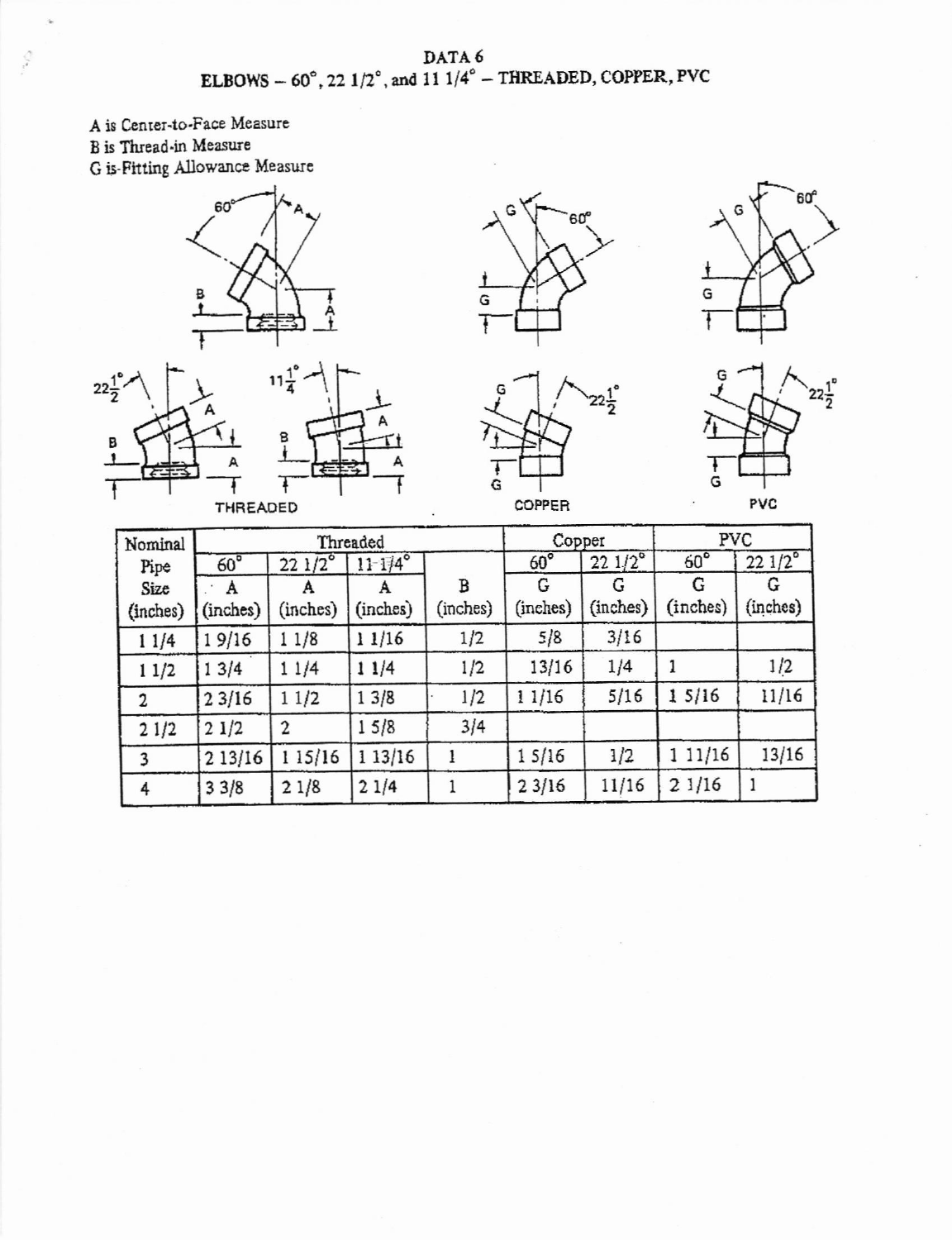# DATA 6

## ELBOWS – 60°, 22 1/2°, and 11 1/4° – THREADED, COPPER, PVC

A is Center-to-Face Measure
B is Thread-in Measure
G is Fitting Allowance Measure

THREADED

COPPER

PVC

| Nominal Pipe Size (inches) | Threaded | | | | Copper | | PVC | |
|---|---|---|---|---|---|---|---|---|
| | 60° | 22 1/2° | 11 1/4° | | 60° | 22 1/2° | 60° | 22 1/2° |
| | A (inches) | A (inches) | A (inches) | B (inches) | G (inches) | G (inches) | G (inches) | G (inches) |
| 1 1/4 | 1 9/16 | 1 1/8 | 1 1/16 | 1/2 | 5/8 | 3/16 | | |
| 1 1/2 | 1 3/4 | 1 1/4 | 1 1/4 | 1/2 | 13/16 | 1/4 | 1 | 1/2 |
| 2 | 2 3/16 | 1 1/2 | 1 3/8 | 1/2 | 1 1/16 | 5/16 | 1 5/16 | 11/16 |
| 2 1/2 | 2 1/2 | 2 | 1 5/8 | 3/4 | | | | |
| 3 | 2 13/16 | 1 15/16 | 1 13/16 | 1 | 1 5/16 | 1/2 | 1 11/16 | 13/16 |
| 4 | 3 3/8 | 2 1/8 | 2 1/4 | 1 | 2 3/16 | 11/16 | 2 1/16 | 1 |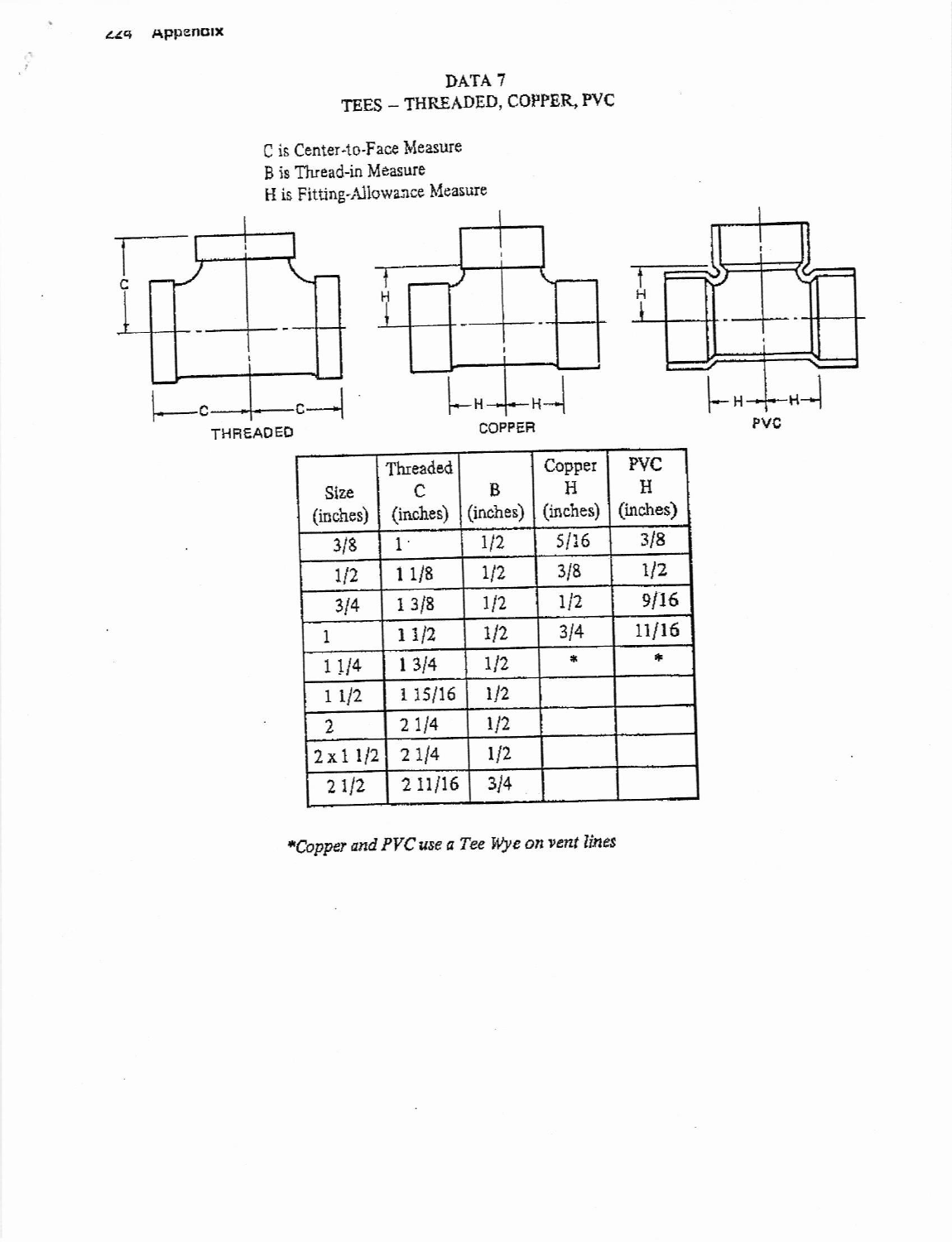## DATA 7
## TEES – THREADED, COPPER, PVC

C is Center-to-Face Measure
B is Thread-in Measure
H is Fitting-Allowance Measure

C
H
H
C C
THREADED
H H
COPPER
H H
PVC

| Size (inches) | Threaded C (inches) | B (inches) | Copper H (inches) | PVC H (inches) |
|---|---|---|---|---|
| 3/8 | 1 | 1/2 | 5/16 | 3/8 |
| 1/2 | 1 1/8 | 1/2 | 3/8 | 1/2 |
| 3/4 | 1 3/8 | 1/2 | 1/2 | 9/16 |
| 1 | 1 1/2 | 1/2 | 3/4 | 11/16 |
| 1 1/4 | 1 3/4 | 1/2 | * | * |
| 1 1/2 | 1 15/16 | 1/2 | | |
| 2 | 2 1/4 | 1/2 | | |
| 2 x 1 1/2 | 2 1/4 | 1/2 | | |
| 2 1/2 | 2 11/16 | 3/4 | | |

**Copper and PVC use a Tee Wye on vent lines*